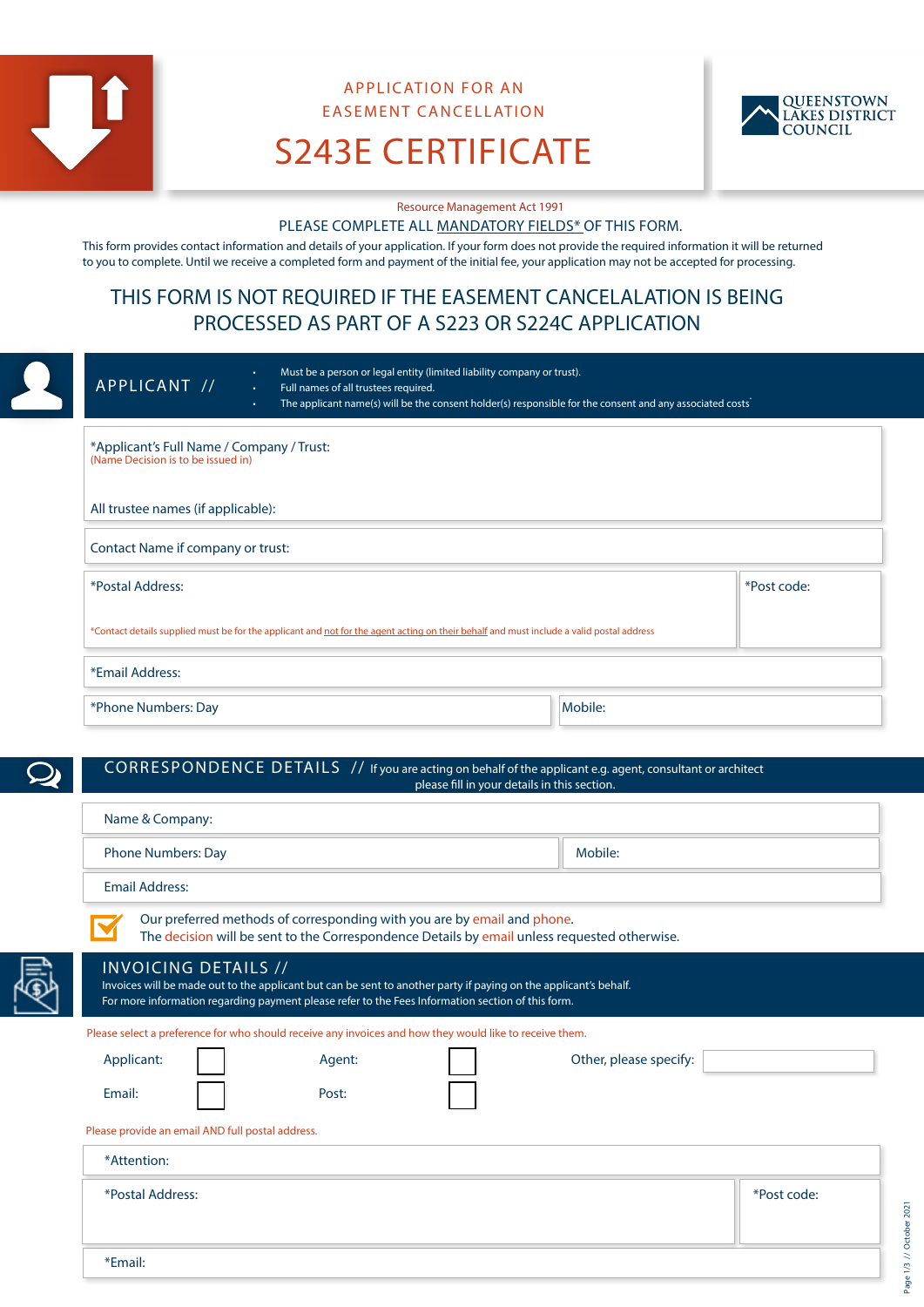# APPLICATION FOR AN EASEMENT CANCELLATION

# S243E CERTIFICATE

QUEENSTOWN LAKES DISTRICT COUNCIL

Resource Management Act 1991

PLEASE COMPLETE ALL MANDATORY FIELDS* OF THIS FORM.

This form provides contact information and details of your application. If your form does not provide the required information it will be returned to you to complete. Until we receive a completed form and payment of the initial fee, your application may not be accepted for processing.

## THIS FORM IS NOT REQUIRED IF THE EASEMENT CANCELALATION IS BEING PROCESSED AS PART OF A S223 OR S224C APPLICATION

## APPLICANT //

- Must be a person or legal entity (limited liability company or trust).
- Full names of all trustees required.
- The applicant name(s) will be the consent holder(s) responsible for the consent and any associated costs

*Applicant's Full Name / Company / Trust:
(Name Decision is to be issued in)

All trustee names (if applicable):

Contact Name if company or trust:

*Postal Address:

*Post code:

*Contact details supplied must be for the applicant and not for the agent acting on their behalf and must include a valid postal address

*Email Address:

*Phone Numbers: Day

Mobile:

## CORRESPONDENCE DETAILS //

If you are acting on behalf of the applicant e.g. agent, consultant or architect please fill in your details in this section.

Name & Company:

Phone Numbers: Day

Mobile:

Email Address:

Our preferred methods of corresponding with you are by email and phone.
The decision will be sent to the Correspondence Details by email unless requested otherwise.

## INVOICING DETAILS //

Invoices will be made out to the applicant but can be sent to another party if paying on the applicant's behalf.
For more information regarding payment please refer to the Fees Information section of this form.

Please select a preference for who should receive any invoices and how they would like to receive them.

Applicant: ☐ Agent: ☐ Other, please specify:

Email: ☐ Post: ☐

Please provide an email AND full postal address.

*Attention:

*Postal Address:

*Post code:

*Email: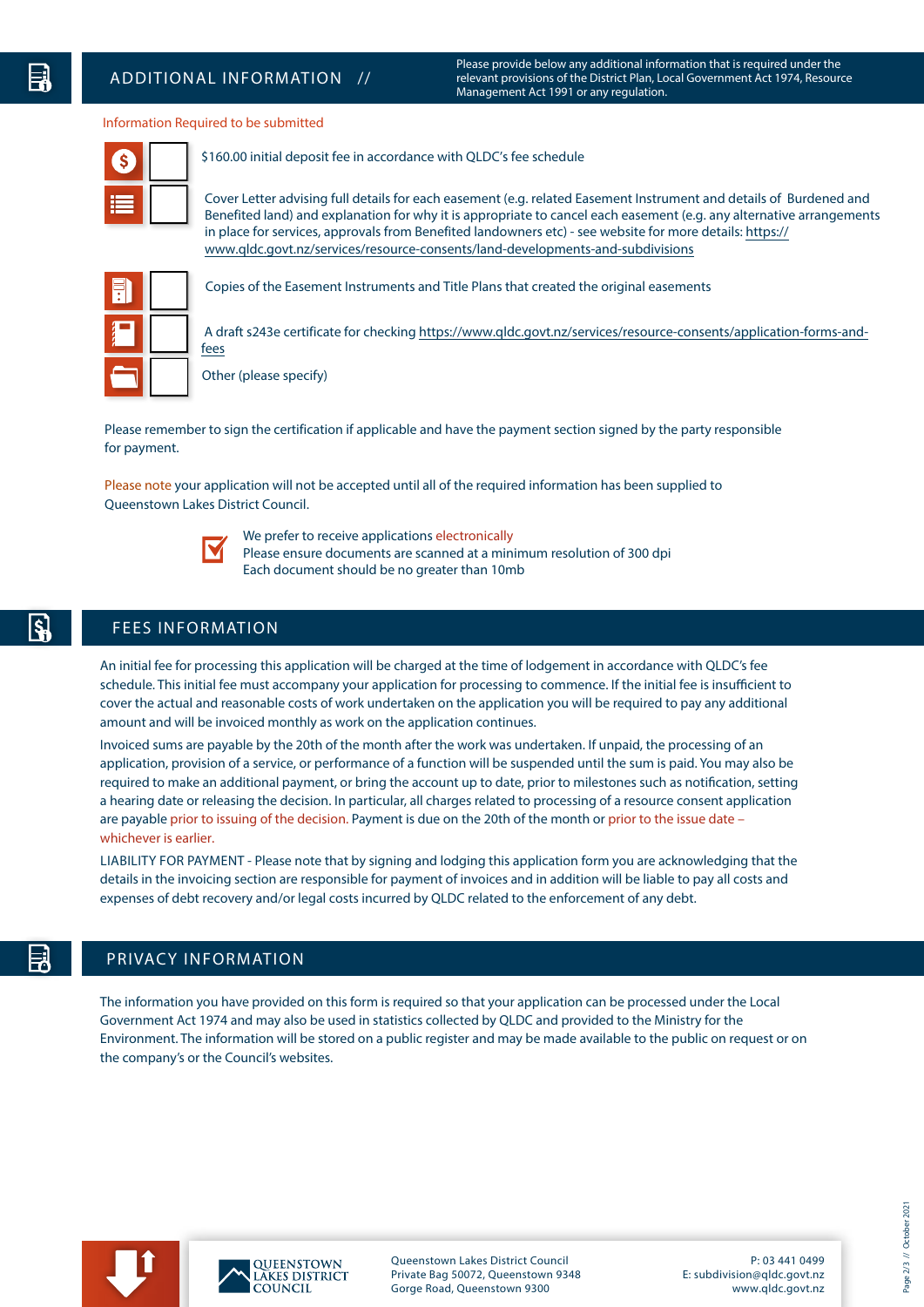## ADDITIONAL INFORMATION //

Please provide below any additional information that is required under the relevant provisions of the District Plan, Local Government Act 1974, Resource Management Act 1991 or any regulation.

Information Required to be submitted

- [ ] $160.00 initial deposit fee in accordance with QLDC's fee schedule
- [ ] Cover Letter advising full details for each easement (e.g. related Easement Instrument and details of Burdened and Benefited land) and explanation for why it is appropriate to cancel each easement (e.g. any alternative arrangements in place for services, approvals from Benefited landowners etc) - see website for more details: https://www.qldc.govt.nz/services/resource-consents/land-developments-and-subdivisions
- [ ] Copies of the Easement Instruments and Title Plans that created the original easements
- [ ] A draft s243e certificate for checking https://www.qldc.govt.nz/services/resource-consents/application-forms-and-fees
- [ ] Other (please specify)

Please remember to sign the certification if applicable and have the payment section signed by the party responsible for payment.

Please note your application will not be accepted until all of the required information has been supplied to Queenstown Lakes District Council.

We prefer to receive applications electronically
Please ensure documents are scanned at a minimum resolution of 300 dpi
Each document should be no greater than 10mb

## FEES INFORMATION

An initial fee for processing this application will be charged at the time of lodgement in accordance with QLDC's fee schedule. This initial fee must accompany your application for processing to commence. If the initial fee is insufficient to cover the actual and reasonable costs of work undertaken on the application you will be required to pay any additional amount and will be invoiced monthly as work on the application continues.

Invoiced sums are payable by the 20th of the month after the work was undertaken. If unpaid, the processing of an application, provision of a service, or performance of a function will be suspended until the sum is paid. You may also be required to make an additional payment, or bring the account up to date, prior to milestones such as notification, setting a hearing date or releasing the decision. In particular, all charges related to processing of a resource consent application are payable prior to issuing of the decision. Payment is due on the 20th of the month or prior to the issue date – whichever is earlier.

LIABILITY FOR PAYMENT - Please note that by signing and lodging this application form you are acknowledging that the details in the invoicing section are responsible for payment of invoices and in addition will be liable to pay all costs and expenses of debt recovery and/or legal costs incurred by QLDC related to the enforcement of any debt.

## PRIVACY INFORMATION

The information you have provided on this form is required so that your application can be processed under the Local Government Act 1974 and may also be used in statistics collected by QLDC and provided to the Ministry for the Environment. The information will be stored on a public register and may be made available to the public on request or on the company's or the Council's websites.

QUEENSTOWN LAKES DISTRICT COUNCIL

Queenstown Lakes District Council
Private Bag 50072, Queenstown 9348
Gorge Road, Queenstown 9300

P: 03 441 0499
E: subdivision@qldc.govt.nz
www.qldc.govt.nz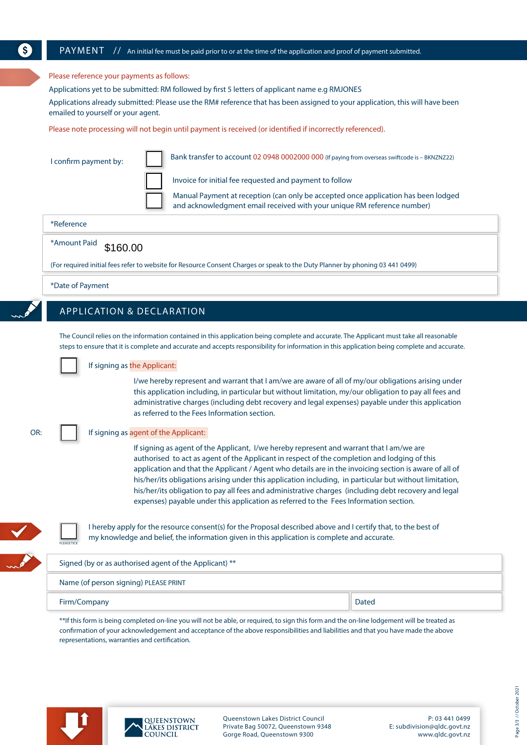## PAYMENT // An initial fee must be paid prior to or at the time of the application and proof of payment submitted.

Please reference your payments as follows:

Applications yet to be submitted: RM followed by first 5 letters of applicant name e.g RMJONES

Applications already submitted: Please use the RM# reference that has been assigned to your application, this will have been emailed to yourself or your agent.

Please note processing will not begin until payment is received (or identified if incorrectly referenced).

I confirm payment by:

- ☐ Bank transfer to account 02 0948 0002000 000 (If paying from overseas swiftcode is – BKNZNZ22)
- ☐ Invoice for initial fee requested and payment to follow
- ☐ Manual Payment at reception (can only be accepted once application has been lodged and acknowledgment email received with your unique RM reference number)

*Reference

*Amount Paid $160.00

(For required initial fees refer to website for Resource Consent Charges or speak to the Duty Planner by phoning 03 441 0499)

*Date of Payment

## APPLICATION & DECLARATION

The Council relies on the information contained in this application being complete and accurate. The Applicant must take all reasonable steps to ensure that it is complete and accurate and accepts responsibility for information in this application being complete and accurate.

☐ If signing as the Applicant:

I/we hereby represent and warrant that I am/we are aware of all of my/our obligations arising under this application including, in particular but without limitation, my/our obligation to pay all fees and administrative charges (including debt recovery and legal expenses) payable under this application as referred to the Fees Information section.

OR: ☐ If signing as agent of the Applicant:

If signing as agent of the Applicant, I/we hereby represent and warrant that I am/we are authorised to act as agent of the Applicant in respect of the completion and lodging of this application and that the Applicant / Agent who details are in the invoicing section is aware of all of his/her/its obligations arising under this application including, in particular but without limitation, his/her/its obligation to pay all fees and administrative charges (including debt recovery and legal expenses) payable under this application as referred to the Fees Information section.

☐ PLEASE TICK — I hereby apply for the resource consent(s) for the Proposal described above and I certify that, to the best of my knowledge and belief, the information given in this application is complete and accurate.

Signed (by or as authorised agent of the Applicant) **

Name (of person signing) PLEASE PRINT

Firm/Company

Dated

**If this form is being completed on-line you will not be able, or required, to sign this form and the on-line lodgement will be treated as confirmation of your acknowledgement and acceptance of the above responsibilities and liabilities and that you have made the above representations, warranties and certification.

QUEENSTOWN LAKES DISTRICT COUNCIL

Queenstown Lakes District Council
Private Bag 50072, Queenstown 9348
Gorge Road, Queenstown 9300

P: 03 441 0499
E: subdivision@qldc.govt.nz
www.qldc.govt.nz

October 2021